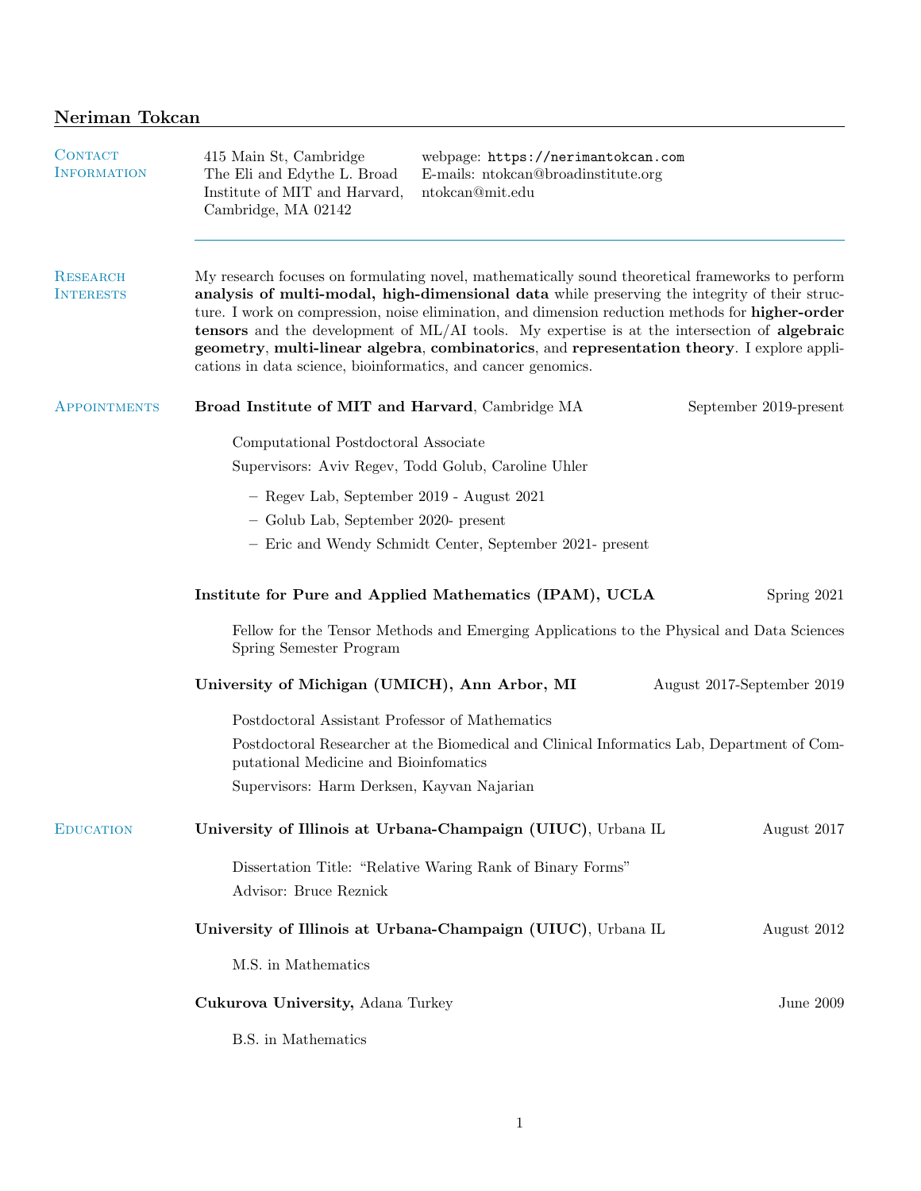# Neriman Tokcan

## Contact Information

415 Main St, Cambridge
The Eli and Edythe L. Broad Institute of MIT and Harvard,
Cambridge, MA 02142

webpage: https://nerimantokcan.com
E-mails: ntokcan@broadinstitute.org
ntokcan@mit.edu

## Research Interests

My research focuses on formulating novel, mathematically sound theoretical frameworks to perform **analysis of multi-modal, high-dimensional data** while preserving the integrity of their structure. I work on compression, noise elimination, and dimension reduction methods for **higher-order tensors** and the development of ML/AI tools. My expertise is at the intersection of **algebraic geometry**, **multi-linear algebra**, **combinatorics**, and **representation theory**. I explore applications in data science, bioinformatics, and cancer genomics.

## Appointments

**Broad Institute of MIT and Harvard**, Cambridge MA — September 2019-present

Computational Postdoctoral Associate

Supervisors: Aviv Regev, Todd Golub, Caroline Uhler

- Regev Lab, September 2019 - August 2021
- Golub Lab, September 2020- present
- Eric and Wendy Schmidt Center, September 2021- present

**Institute for Pure and Applied Mathematics (IPAM), UCLA** — Spring 2021

Fellow for the Tensor Methods and Emerging Applications to the Physical and Data Sciences Spring Semester Program

**University of Michigan (UMICH), Ann Arbor, MI** — August 2017-September 2019

Postdoctoral Assistant Professor of Mathematics

Postdoctoral Researcher at the Biomedical and Clinical Informatics Lab, Department of Computational Medicine and Bioinfomatics

Supervisors: Harm Derksen, Kayvan Najarian

## Education

**University of Illinois at Urbana-Champaign (UIUC)**, Urbana IL — August 2017

Dissertation Title: "Relative Waring Rank of Binary Forms"

Advisor: Bruce Reznick

**University of Illinois at Urbana-Champaign (UIUC)**, Urbana IL — August 2012

M.S. in Mathematics

**Cukurova University,** Adana Turkey — June 2009

B.S. in Mathematics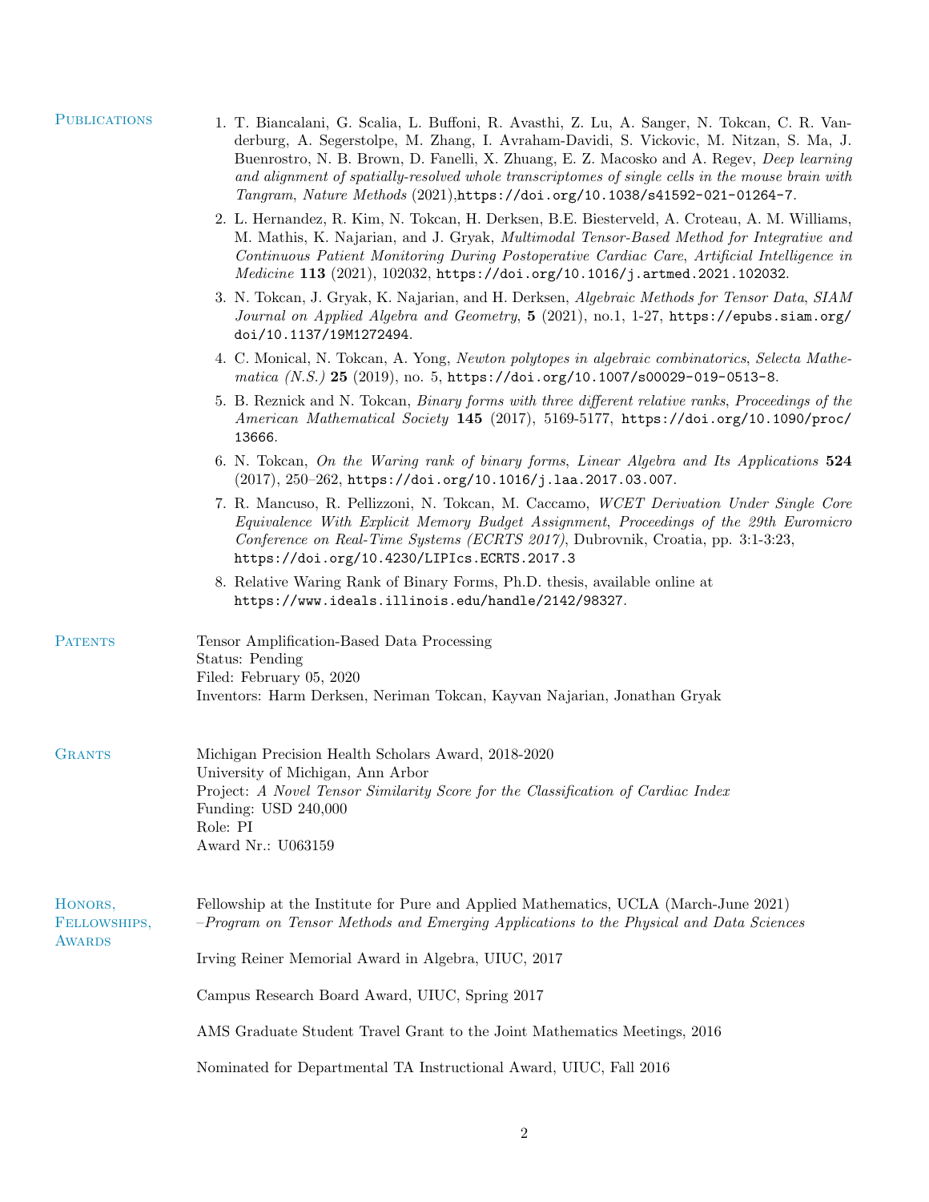## Publications

1. T. Biancalani, G. Scalia, L. Buffoni, R. Avasthi, Z. Lu, A. Sanger, N. Tokcan, C. R. Vanderburg, A. Segerstolpe, M. Zhang, I. Avraham-Davidi, S. Vickovic, M. Nitzan, S. Ma, J. Buenrostro, N. B. Brown, D. Fanelli, X. Zhuang, E. Z. Macosko and A. Regev, *Deep learning and alignment of spatially-resolved whole transcriptomes of single cells in the mouse brain with Tangram*, *Nature Methods* (2021),`https://doi.org/10.1038/s41592-021-01264-7`.
2. L. Hernandez, R. Kim, N. Tokcan, H. Derksen, B.E. Biesterveld, A. Croteau, A. M. Williams, M. Mathis, K. Najarian, and J. Gryak, *Multimodal Tensor-Based Method for Integrative and Continuous Patient Monitoring During Postoperative Cardiac Care*, *Artificial Intelligence in Medicine* **113** (2021), 102032, `https://doi.org/10.1016/j.artmed.2021.102032`.
3. N. Tokcan, J. Gryak, K. Najarian, and H. Derksen, *Algebraic Methods for Tensor Data*, *SIAM Journal on Applied Algebra and Geometry*, **5** (2021), no.1, 1-27, `https://epubs.siam.org/doi/10.1137/19M1272494`.
4. C. Monical, N. Tokcan, A. Yong, *Newton polytopes in algebraic combinatorics*, *Selecta Mathematica (N.S.)* **25** (2019), no. 5, `https://doi.org/10.1007/s00029-019-0513-8`.
5. B. Reznick and N. Tokcan, *Binary forms with three different relative ranks*, *Proceedings of the American Mathematical Society* **145** (2017), 5169-5177, `https://doi.org/10.1090/proc/13666`.
6. N. Tokcan, *On the Waring rank of binary forms*, *Linear Algebra and Its Applications* **524** (2017), 250–262, `https://doi.org/10.1016/j.laa.2017.03.007`.
7. R. Mancuso, R. Pellizzoni, N. Tokcan, M. Caccamo, *WCET Derivation Under Single Core Equivalence With Explicit Memory Budget Assignment*, *Proceedings of the 29th Euromicro Conference on Real-Time Systems (ECRTS 2017)*, Dubrovnik, Croatia, pp. 3:1-3:23, `https://doi.org/10.4230/LIPIcs.ECRTS.2017.3`
8. Relative Waring Rank of Binary Forms, Ph.D. thesis, available online at `https://www.ideals.illinois.edu/handle/2142/98327`.

## Patents

Tensor Amplification-Based Data Processing
Status: Pending
Filed: February 05, 2020
Inventors: Harm Derksen, Neriman Tokcan, Kayvan Najarian, Jonathan Gryak

## Grants

Michigan Precision Health Scholars Award, 2018-2020
University of Michigan, Ann Arbor
Project: *A Novel Tensor Similarity Score for the Classification of Cardiac Index*
Funding: USD 240,000
Role: PI
Award Nr.: U063159

## Honors, Fellowships, Awards

Fellowship at the Institute for Pure and Applied Mathematics, UCLA (March-June 2021)
–*Program on Tensor Methods and Emerging Applications to the Physical and Data Sciences*

Irving Reiner Memorial Award in Algebra, UIUC, 2017

Campus Research Board Award, UIUC, Spring 2017

AMS Graduate Student Travel Grant to the Joint Mathematics Meetings, 2016

Nominated for Departmental TA Instructional Award, UIUC, Fall 2016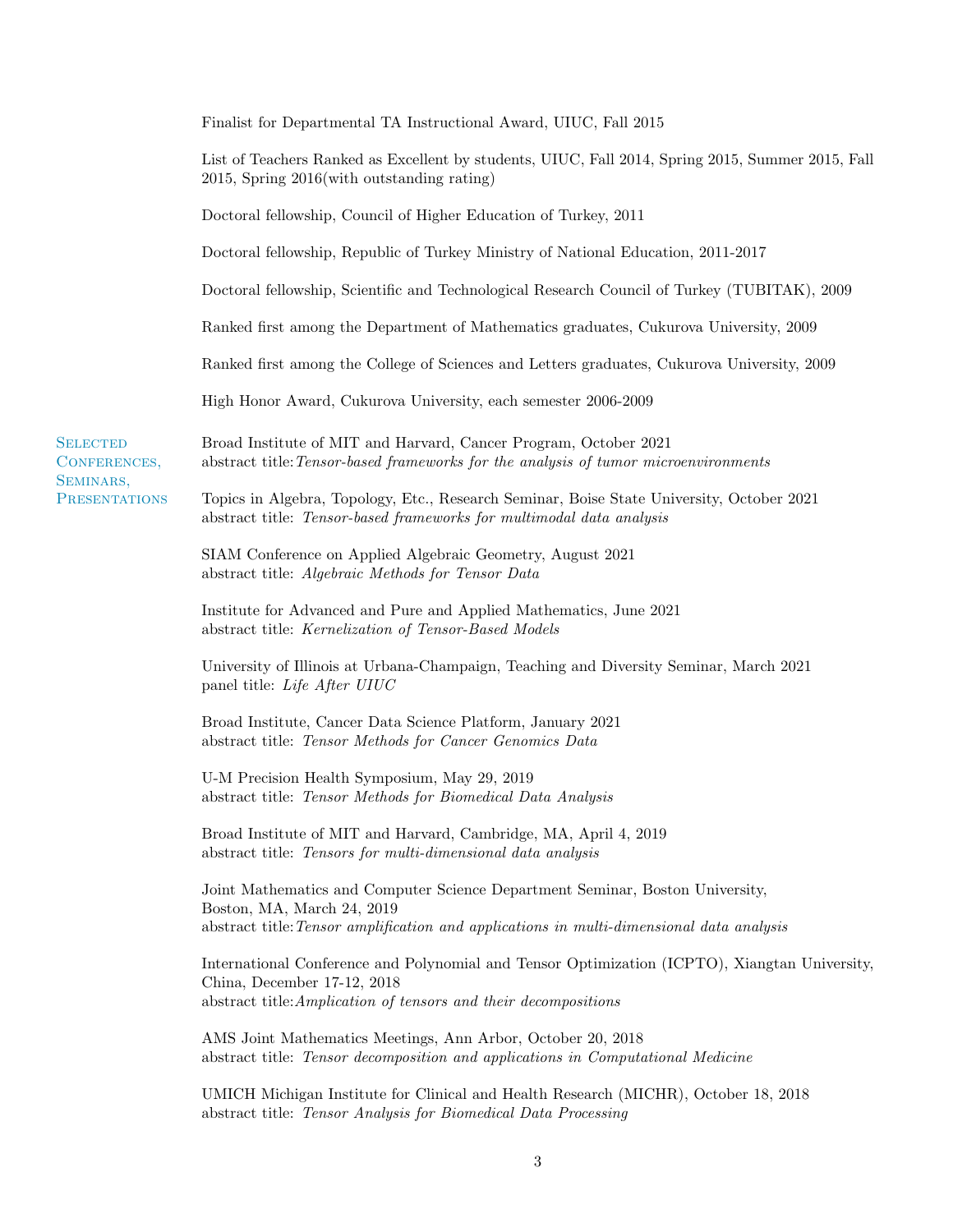Finalist for Departmental TA Instructional Award, UIUC, Fall 2015

List of Teachers Ranked as Excellent by students, UIUC, Fall 2014, Spring 2015, Summer 2015, Fall 2015, Spring 2016(with outstanding rating)

Doctoral fellowship, Council of Higher Education of Turkey, 2011

Doctoral fellowship, Republic of Turkey Ministry of National Education, 2011-2017

Doctoral fellowship, Scientific and Technological Research Council of Turkey (TUBITAK), 2009

Ranked first among the Department of Mathematics graduates, Cukurova University, 2009

Ranked first among the College of Sciences and Letters graduates, Cukurova University, 2009

High Honor Award, Cukurova University, each semester 2006-2009

## Selected Conferences, Seminars, Presentations

Broad Institute of MIT and Harvard, Cancer Program, October 2021
abstract title: *Tensor-based frameworks for the analysis of tumor microenvironments*

Topics in Algebra, Topology, Etc., Research Seminar, Boise State University, October 2021
abstract title: *Tensor-based frameworks for multimodal data analysis*

SIAM Conference on Applied Algebraic Geometry, August 2021
abstract title: *Algebraic Methods for Tensor Data*

Institute for Advanced and Pure and Applied Mathematics, June 2021
abstract title: *Kernelization of Tensor-Based Models*

University of Illinois at Urbana-Champaign, Teaching and Diversity Seminar, March 2021
panel title: *Life After UIUC*

Broad Institute, Cancer Data Science Platform, January 2021
abstract title: *Tensor Methods for Cancer Genomics Data*

U-M Precision Health Symposium, May 29, 2019
abstract title: *Tensor Methods for Biomedical Data Analysis*

Broad Institute of MIT and Harvard, Cambridge, MA, April 4, 2019
abstract title: *Tensors for multi-dimensional data analysis*

Joint Mathematics and Computer Science Department Seminar, Boston University, Boston, MA, March 24, 2019
abstract title: *Tensor amplification and applications in multi-dimensional data analysis*

International Conference and Polynomial and Tensor Optimization (ICPTO), Xiangtan University, China, December 17-12, 2018
abstract title: *Amplication of tensors and their decompositions*

AMS Joint Mathematics Meetings, Ann Arbor, October 20, 2018
abstract title: *Tensor decomposition and applications in Computational Medicine*

UMICH Michigan Institute for Clinical and Health Research (MICHR), October 18, 2018
abstract title: *Tensor Analysis for Biomedical Data Processing*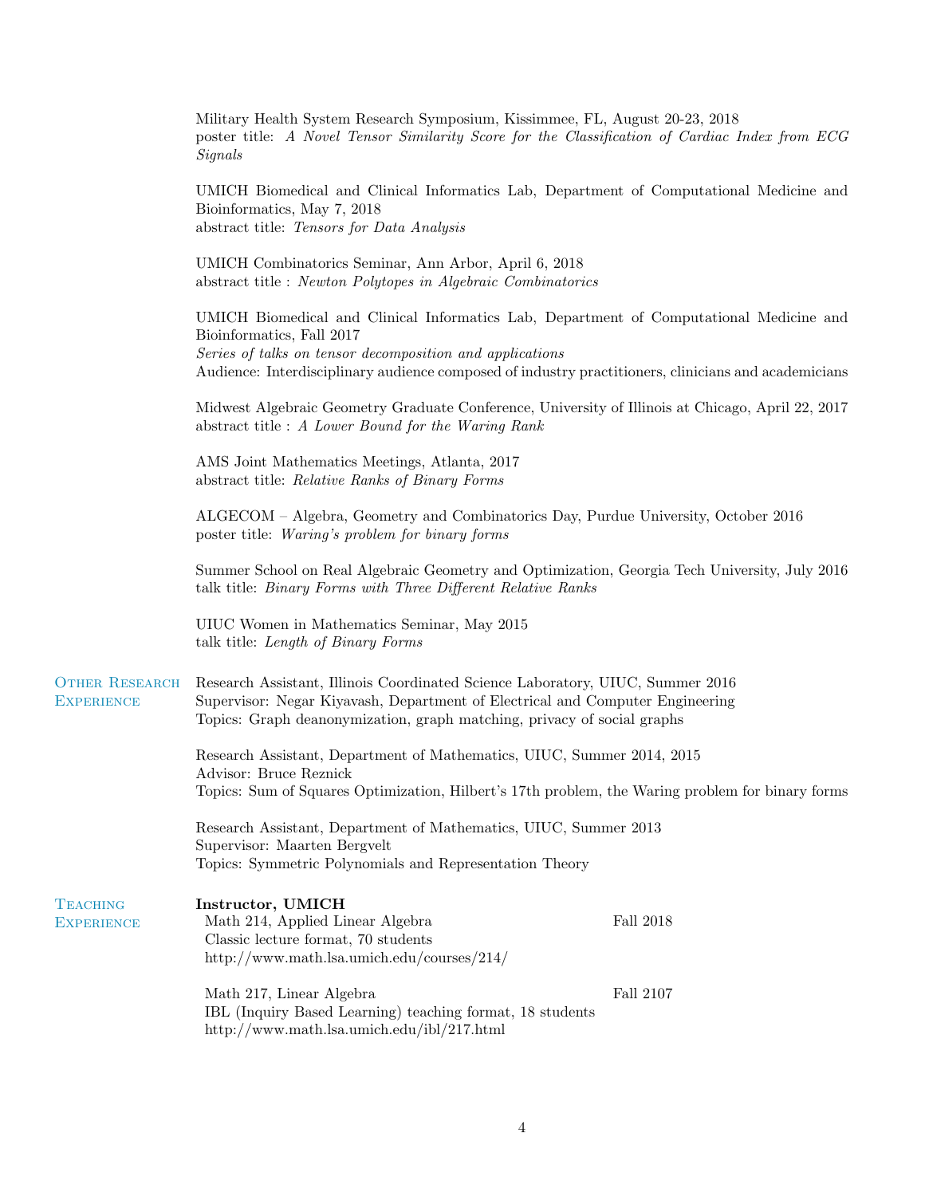Military Health System Research Symposium, Kissimmee, FL, August 20-23, 2018
poster title: *A Novel Tensor Similarity Score for the Classification of Cardiac Index from ECG Signals*

UMICH Biomedical and Clinical Informatics Lab, Department of Computational Medicine and Bioinformatics, May 7, 2018
abstract title: *Tensors for Data Analysis*

UMICH Combinatorics Seminar, Ann Arbor, April 6, 2018
abstract title : *Newton Polytopes in Algebraic Combinatorics*

UMICH Biomedical and Clinical Informatics Lab, Department of Computational Medicine and Bioinformatics, Fall 2017
*Series of talks on tensor decomposition and applications*
Audience: Interdisciplinary audience composed of industry practitioners, clinicians and academicians

Midwest Algebraic Geometry Graduate Conference, University of Illinois at Chicago, April 22, 2017
abstract title : *A Lower Bound for the Waring Rank*

AMS Joint Mathematics Meetings, Atlanta, 2017
abstract title: *Relative Ranks of Binary Forms*

ALGECOM – Algebra, Geometry and Combinatorics Day, Purdue University, October 2016
poster title: *Waring's problem for binary forms*

Summer School on Real Algebraic Geometry and Optimization, Georgia Tech University, July 2016
talk title: *Binary Forms with Three Different Relative Ranks*

UIUC Women in Mathematics Seminar, May 2015
talk title: *Length of Binary Forms*

## Other Research Experience

Research Assistant, Illinois Coordinated Science Laboratory, UIUC, Summer 2016
Supervisor: Negar Kiyavash, Department of Electrical and Computer Engineering
Topics: Graph deanonymization, graph matching, privacy of social graphs

Research Assistant, Department of Mathematics, UIUC, Summer 2014, 2015
Advisor: Bruce Reznick
Topics: Sum of Squares Optimization, Hilbert's 17th problem, the Waring problem for binary forms

Research Assistant, Department of Mathematics, UIUC, Summer 2013
Supervisor: Maarten Bergvelt
Topics: Symmetric Polynomials and Representation Theory

## Teaching Experience

**Instructor, UMICH**

Math 214, Applied Linear Algebra — Fall 2018
Classic lecture format, 70 students
http://www.math.lsa.umich.edu/courses/214/

Math 217, Linear Algebra — Fall 2107
IBL (Inquiry Based Learning) teaching format, 18 students
http://www.math.lsa.umich.edu/ibl/217.html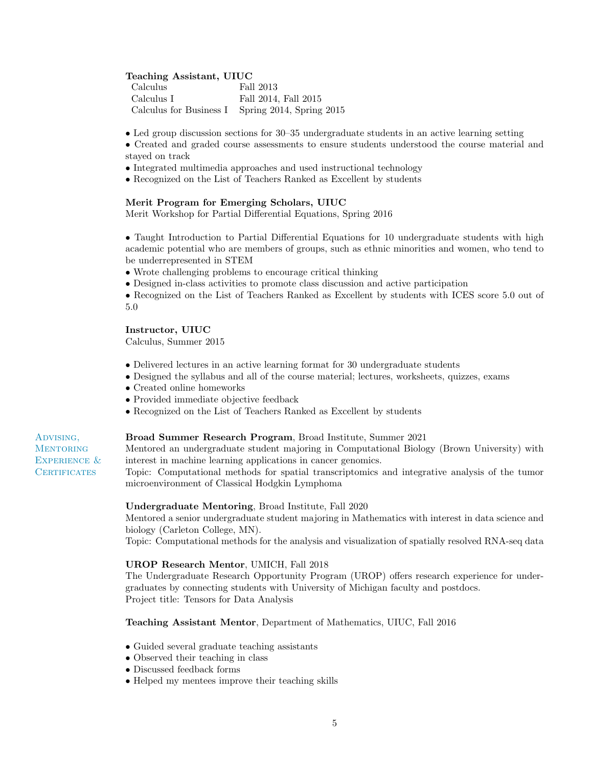**Teaching Assistant, UIUC**

| | |
|---|---|
| Calculus | Fall 2013 |
| Calculus I | Fall 2014, Fall 2015 |
| Calculus for Business I | Spring 2014, Spring 2015 |

- Led group discussion sections for 30–35 undergraduate students in an active learning setting
- Created and graded course assessments to ensure students understood the course material and stayed on track
- Integrated multimedia approaches and used instructional technology
- Recognized on the List of Teachers Ranked as Excellent by students

**Merit Program for Emerging Scholars, UIUC**
Merit Workshop for Partial Differential Equations, Spring 2016

- Taught Introduction to Partial Differential Equations for 10 undergraduate students with high academic potential who are members of groups, such as ethnic minorities and women, who tend to be underrepresented in STEM
- Wrote challenging problems to encourage critical thinking
- Designed in-class activities to promote class discussion and active participation
- Recognized on the List of Teachers Ranked as Excellent by students with ICES score 5.0 out of 5.0

**Instructor, UIUC**
Calculus, Summer 2015

- Delivered lectures in an active learning format for 30 undergraduate students
- Designed the syllabus and all of the course material; lectures, worksheets, quizzes, exams
- Created online homeworks
- Provided immediate objective feedback
- Recognized on the List of Teachers Ranked as Excellent by students

## Advising, Mentoring Experience & Certificates

**Broad Summer Research Program**, Broad Institute, Summer 2021
Mentored an undergraduate student majoring in Computational Biology (Brown University) with interest in machine learning applications in cancer genomics.
Topic: Computational methods for spatial transcriptomics and integrative analysis of the tumor microenvironment of Classical Hodgkin Lymphoma

**Undergraduate Mentoring**, Broad Institute, Fall 2020
Mentored a senior undergraduate student majoring in Mathematics with interest in data science and biology (Carleton College, MN).
Topic: Computational methods for the analysis and visualization of spatially resolved RNA-seq data

**UROP Research Mentor**, UMICH, Fall 2018
The Undergraduate Research Opportunity Program (UROP) offers research experience for undergraduates by connecting students with University of Michigan faculty and postdocs.
Project title: Tensors for Data Analysis

**Teaching Assistant Mentor**, Department of Mathematics, UIUC, Fall 2016

- Guided several graduate teaching assistants
- Observed their teaching in class
- Discussed feedback forms
- Helped my mentees improve their teaching skills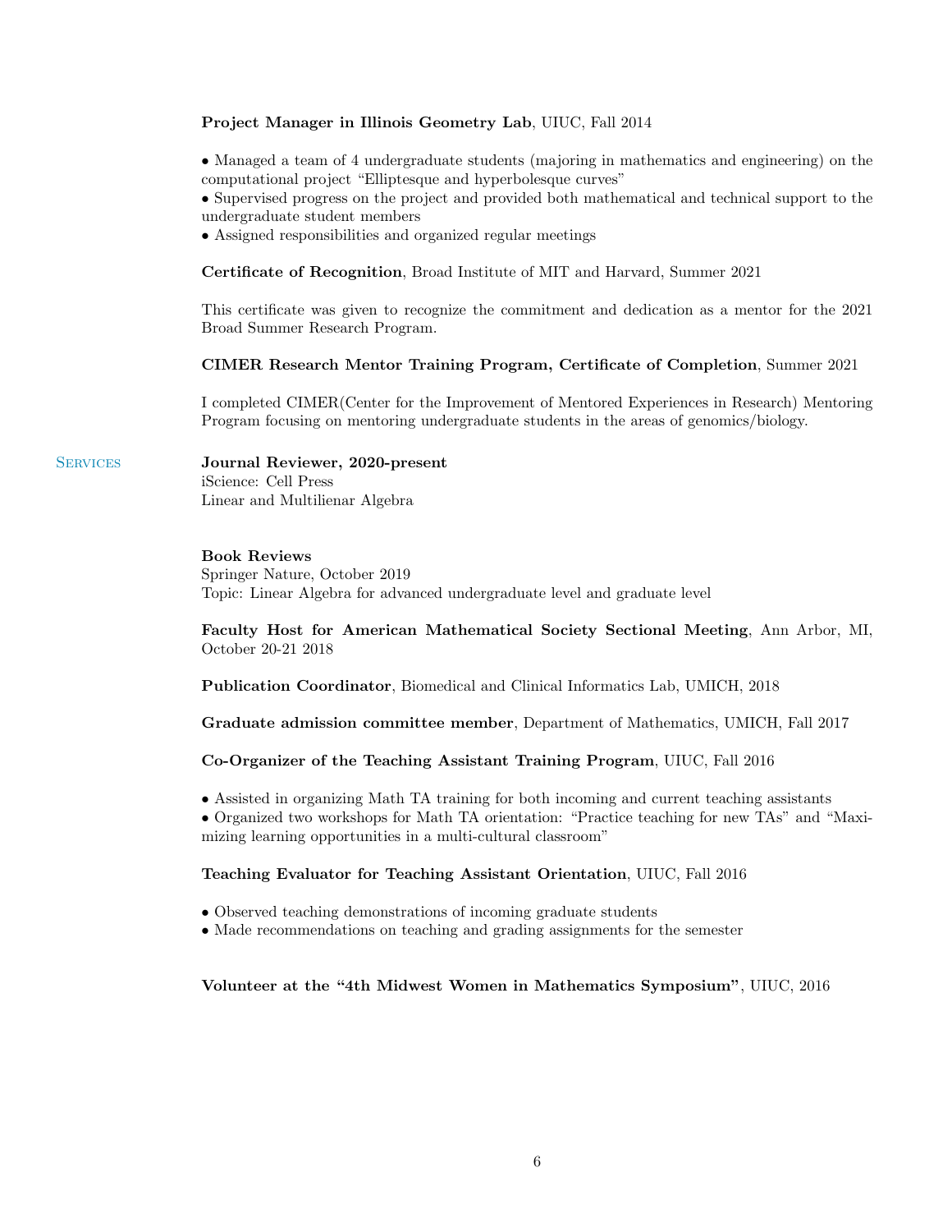**Project Manager in Illinois Geometry Lab**, UIUC, Fall 2014

- Managed a team of 4 undergraduate students (majoring in mathematics and engineering) on the computational project "Elliptesque and hyperbolesque curves"
- Supervised progress on the project and provided both mathematical and technical support to the undergraduate student members
- Assigned responsibilities and organized regular meetings

**Certificate of Recognition**, Broad Institute of MIT and Harvard, Summer 2021

This certificate was given to recognize the commitment and dedication as a mentor for the 2021 Broad Summer Research Program.

**CIMER Research Mentor Training Program, Certificate of Completion**, Summer 2021

I completed CIMER(Center for the Improvement of Mentored Experiences in Research) Mentoring Program focusing on mentoring undergraduate students in the areas of genomics/biology.

## Services

**Journal Reviewer, 2020-present**
iScience: Cell Press
Linear and Multilienar Algebra

**Book Reviews**
Springer Nature, October 2019
Topic: Linear Algebra for advanced undergraduate level and graduate level

**Faculty Host for American Mathematical Society Sectional Meeting**, Ann Arbor, MI, October 20-21 2018

**Publication Coordinator**, Biomedical and Clinical Informatics Lab, UMICH, 2018

**Graduate admission committee member**, Department of Mathematics, UMICH, Fall 2017

**Co-Organizer of the Teaching Assistant Training Program**, UIUC, Fall 2016

- Assisted in organizing Math TA training for both incoming and current teaching assistants
- Organized two workshops for Math TA orientation: "Practice teaching for new TAs" and "Maximizing learning opportunities in a multi-cultural classroom"

**Teaching Evaluator for Teaching Assistant Orientation**, UIUC, Fall 2016

- Observed teaching demonstrations of incoming graduate students
- Made recommendations on teaching and grading assignments for the semester

**Volunteer at the "4th Midwest Women in Mathematics Symposium"**, UIUC, 2016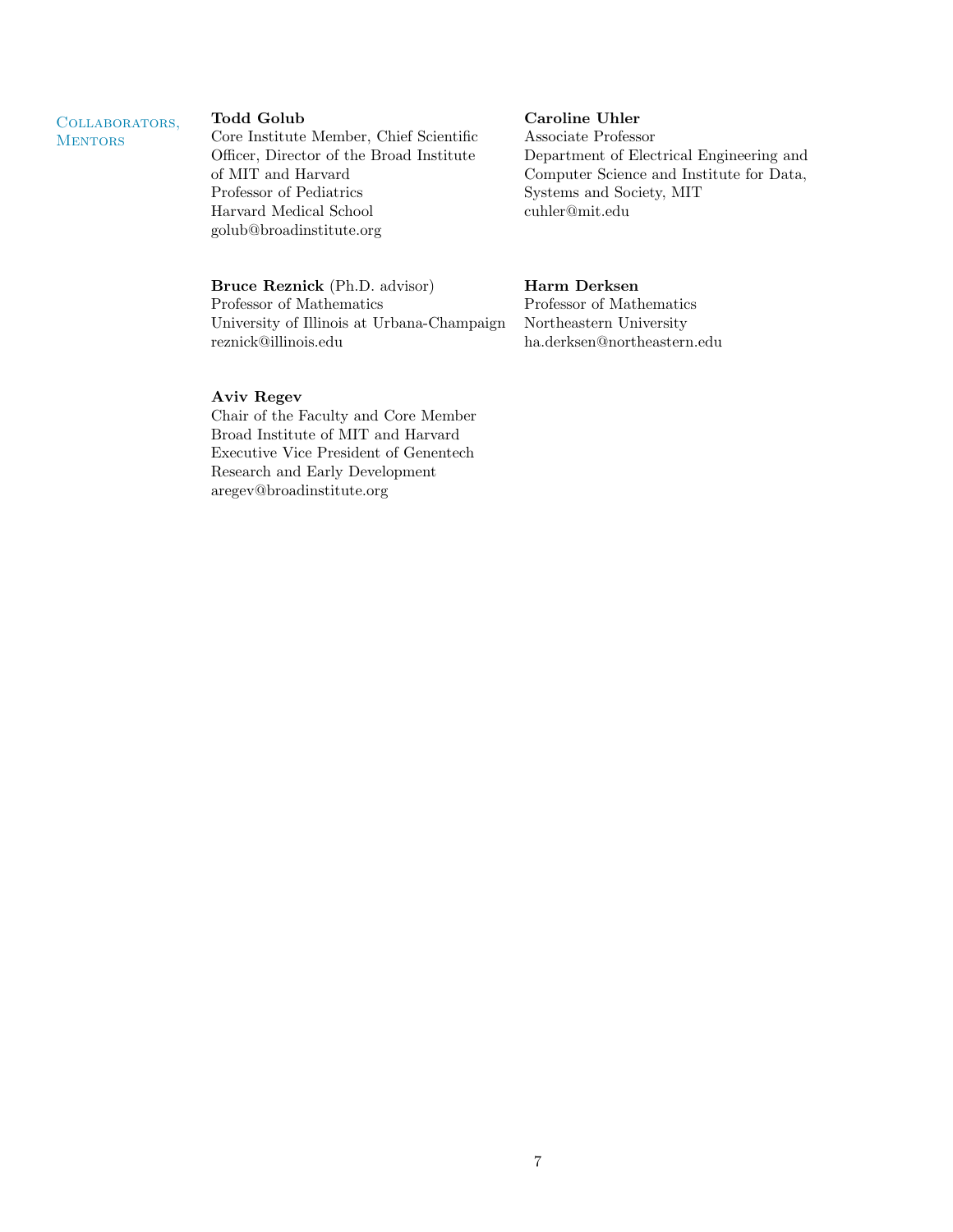## Collaborators, Mentors

**Todd Golub**
Core Institute Member, Chief Scientific Officer, Director of the Broad Institute of MIT and Harvard
Professor of Pediatrics
Harvard Medical School
golub@broadinstitute.org

**Caroline Uhler**
Associate Professor
Department of Electrical Engineering and Computer Science and Institute for Data, Systems and Society, MIT
cuhler@mit.edu

**Bruce Reznick** (Ph.D. advisor)
Professor of Mathematics
University of Illinois at Urbana-Champaign
reznick@illinois.edu

**Harm Derksen**
Professor of Mathematics
Northeastern University
ha.derksen@northeastern.edu

**Aviv Regev**
Chair of the Faculty and Core Member
Broad Institute of MIT and Harvard
Executive Vice President of Genentech Research and Early Development
aregev@broadinstitute.org